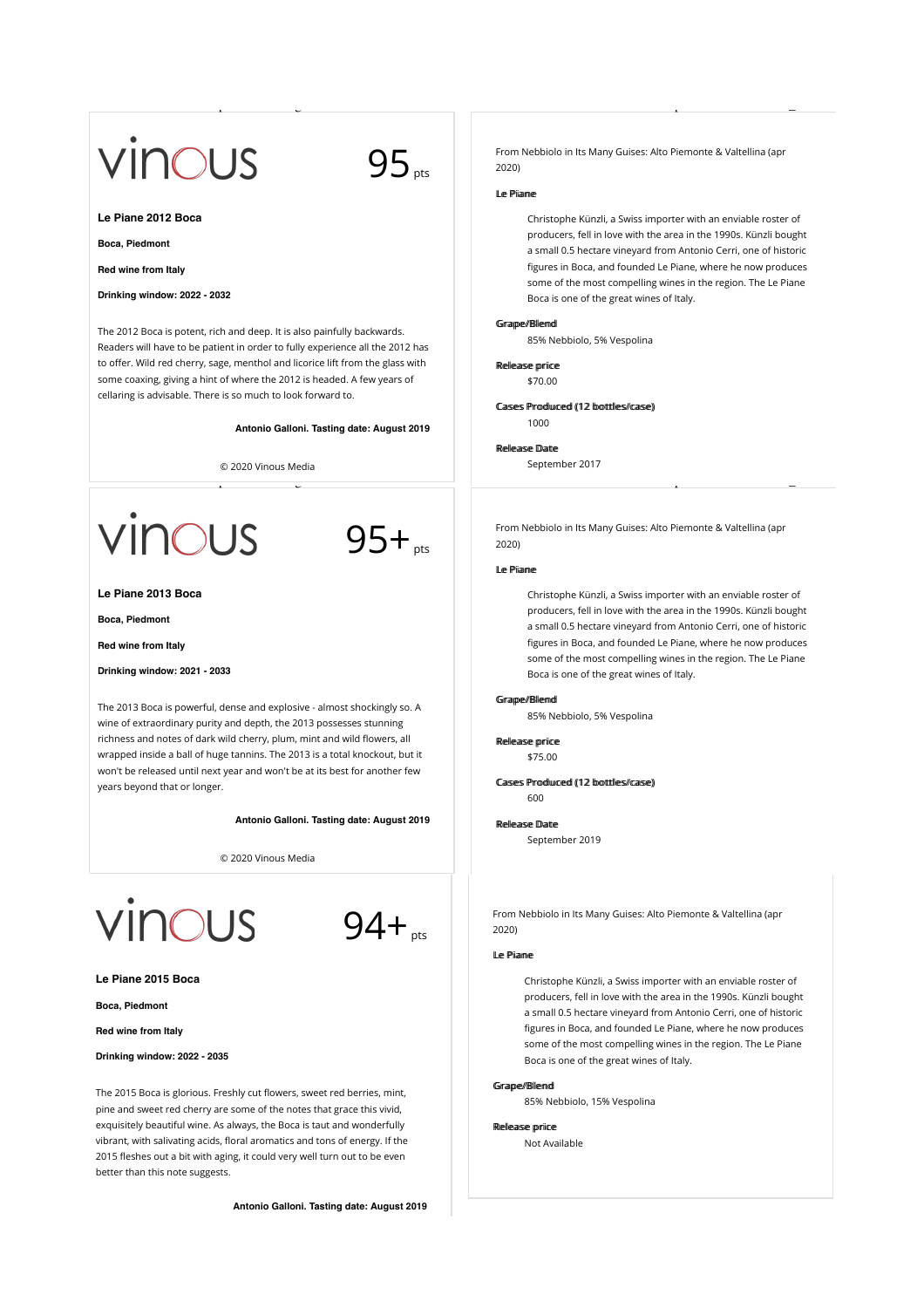vinous 95 pts

**Le Piane 2012 Boca**

**Boca, Piedmont**

**Red wine from Italy**

**Drinking window: 2022 - 2032**

The 2012 Boca is potent, rich and deep. It is also painfully backwards. Readers will have to be patient in order to fully experience all the 2012 has to offer. Wild red cherry, sage, menthol and licorice lift from the glass with some coaxing, giving a hint of where the 2012 is headed. A few years of cellaring is advisable. There is so much to look forward to.

**Antonio Galloni. Tasting date: August 2019**

© 2020 Vinous Media

From Nebbiolo in Its Many Guises: Alto Piemonte & Valtellina (apr 2020)

**Le Piane**

Christophe Künzli, a Swiss importer with an enviable roster of producers, fell in love with the area in the 1990s. Künzli bought a small 0.5 hectare vineyard from Antonio Cerri, one of historic figures in Boca, and founded Le Piane, where he now produces some of the most compelling wines in the region. The Le Piane Boca is one of the great wines of Italy.

**Grape/Blend**

85% Nebbiolo, 5% Vespolina

**Release price**

$70.00

**Cases Produced (12 bottles/case)**

1000

**Release Date**

September 2017

---

vinous 95+ pts

**Le Piane 2013 Boca**

**Boca, Piedmont**

**Red wine from Italy**

**Drinking window: 2021 - 2033**

The 2013 Boca is powerful, dense and explosive - almost shockingly so. A wine of extraordinary purity and depth, the 2013 possesses stunning richness and notes of dark wild cherry, plum, mint and wild flowers, all wrapped inside a ball of huge tannins. The 2013 is a total knockout, but it won't be released until next year and won't be at its best for another few years beyond that or longer.

**Antonio Galloni. Tasting date: August 2019**

© 2020 Vinous Media

From Nebbiolo in Its Many Guises: Alto Piemonte & Valtellina (apr 2020)

**Le Piane**

Christophe Künzli, a Swiss importer with an enviable roster of producers, fell in love with the area in the 1990s. Künzli bought a small 0.5 hectare vineyard from Antonio Cerri, one of historic figures in Boca, and founded Le Piane, where he now produces some of the most compelling wines in the region. The Le Piane Boca is one of the great wines of Italy.

**Grape/Blend**

85% Nebbiolo, 5% Vespolina

**Release price**

$75.00

**Cases Produced (12 bottles/case)**

600

**Release Date**

September 2019

---

vinous 94+ pts

**Le Piane 2015 Boca**

**Boca, Piedmont**

**Red wine from Italy**

**Drinking window: 2022 - 2035**

The 2015 Boca is glorious. Freshly cut flowers, sweet red berries, mint, pine and sweet red cherry are some of the notes that grace this vivid, exquisitely beautiful wine. As always, the Boca is taut and wonderfully vibrant, with salivating acids, floral aromatics and tons of energy. If the 2015 fleshes out a bit with aging, it could very well turn out to be even better than this note suggests.

**Antonio Galloni. Tasting date: August 2019**

From Nebbiolo in Its Many Guises: Alto Piemonte & Valtellina (apr 2020)

**Le Piane**

Christophe Künzli, a Swiss importer with an enviable roster of producers, fell in love with the area in the 1990s. Künzli bought a small 0.5 hectare vineyard from Antonio Cerri, one of historic figures in Boca, and founded Le Piane, where he now produces some of the most compelling wines in the region. The Le Piane Boca is one of the great wines of Italy.

**Grape/Blend**

85% Nebbiolo, 15% Vespolina

**Release price**

Not Available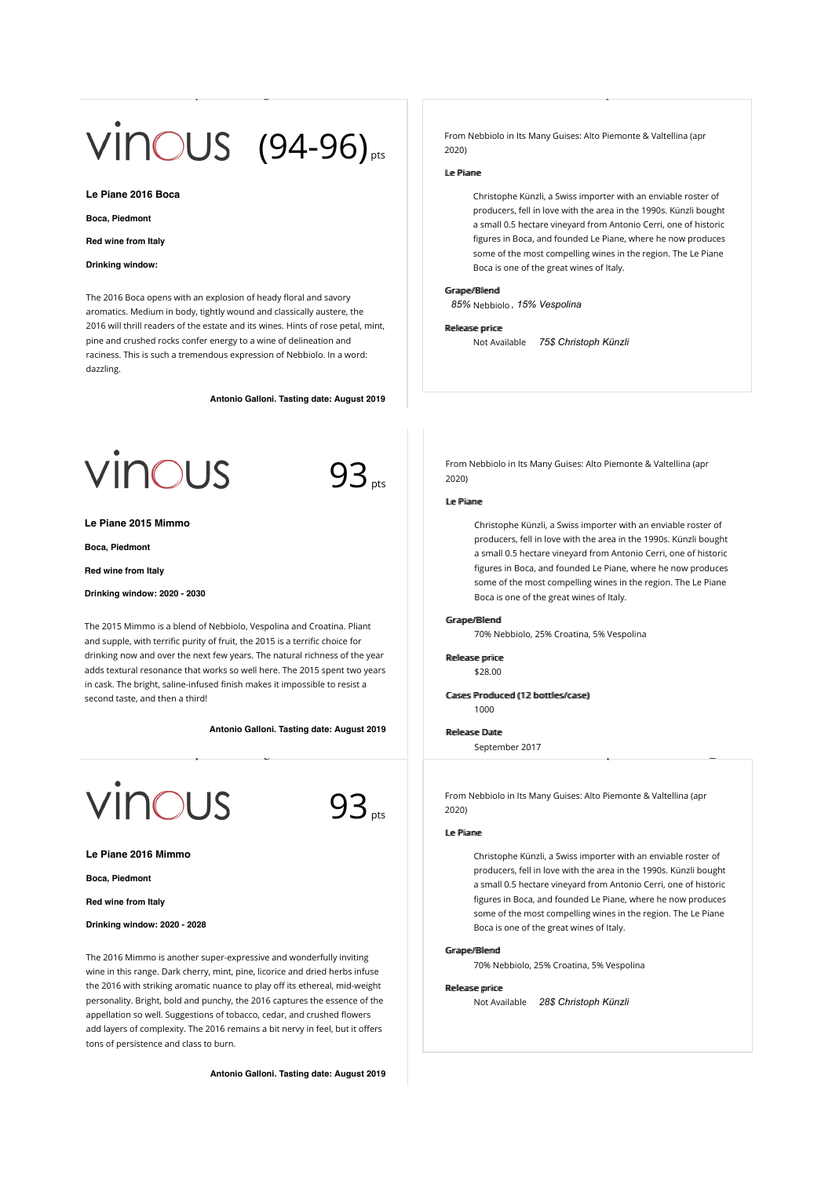# vinous (94-96) pts

### Le Piane 2016 Boca

**Boca, Piedmont**

**Red wine from Italy**

**Drinking window:**

The 2016 Boca opens with an explosion of heady floral and savory aromatics. Medium in body, tightly wound and classically austere, the 2016 will thrill readers of the estate and its wines. Hints of rose petal, mint, pine and crushed rocks confer energy to a wine of delineation and raciness. This is such a tremendous expression of Nebbiolo. In a word: dazzling.

**Antonio Galloni. Tasting date: August 2019**

From Nebbiolo in Its Many Guises: Alto Piemonte & Valtellina (apr 2020)

**Le Piane**

Christophe Künzli, a Swiss importer with an enviable roster of producers, fell in love with the area in the 1990s. Künzli bought a small 0.5 hectare vineyard from Antonio Cerri, one of historic figures in Boca, and founded Le Piane, where he now produces some of the most compelling wines in the region. The Le Piane Boca is one of the great wines of Italy.

**Grape/Blend**

*85%* Nebbiolo , *15% Vespolina*

**Release price**

Not Available *75$ Christoph Künzli*

# vinous 93 pts

### Le Piane 2015 Mimmo

**Boca, Piedmont**

**Red wine from Italy**

**Drinking window: 2020 - 2030**

The 2015 Mimmo is a blend of Nebbiolo, Vespolina and Croatina. Pliant and supple, with terrific purity of fruit, the 2015 is a terrific choice for drinking now and over the next few years. The natural richness of the year adds textural resonance that works so well here. The 2015 spent two years in cask. The bright, saline-infused finish makes it impossible to resist a second taste, and then a third!

**Antonio Galloni. Tasting date: August 2019**

From Nebbiolo in Its Many Guises: Alto Piemonte & Valtellina (apr 2020)

**Le Piane**

Christophe Künzli, a Swiss importer with an enviable roster of producers, fell in love with the area in the 1990s. Künzli bought a small 0.5 hectare vineyard from Antonio Cerri, one of historic figures in Boca, and founded Le Piane, where he now produces some of the most compelling wines in the region. The Le Piane Boca is one of the great wines of Italy.

**Grape/Blend**

70% Nebbiolo, 25% Croatina, 5% Vespolina

**Release price**

$28.00

**Cases Produced (12 bottles/case)**

1000

**Release Date**

September 2017

# vinous 93 pts

### Le Piane 2016 Mimmo

**Boca, Piedmont**

**Red wine from Italy**

**Drinking window: 2020 - 2028**

The 2016 Mimmo is another super-expressive and wonderfully inviting wine in this range. Dark cherry, mint, pine, licorice and dried herbs infuse the 2016 with striking aromatic nuance to play off its ethereal, mid-weight personality. Bright, bold and punchy, the 2016 captures the essence of the appellation so well. Suggestions of tobacco, cedar, and crushed flowers add layers of complexity. The 2016 remains a bit nervy in feel, but it offers tons of persistence and class to burn.

**Antonio Galloni. Tasting date: August 2019**

From Nebbiolo in Its Many Guises: Alto Piemonte & Valtellina (apr 2020)

**Le Piane**

Christophe Künzli, a Swiss importer with an enviable roster of producers, fell in love with the area in the 1990s. Künzli bought a small 0.5 hectare vineyard from Antonio Cerri, one of historic figures in Boca, and founded Le Piane, where he now produces some of the most compelling wines in the region. The Le Piane Boca is one of the great wines of Italy.

**Grape/Blend**

70% Nebbiolo, 25% Croatina, 5% Vespolina

**Release price**

Not Available *28$ Christoph Künzli*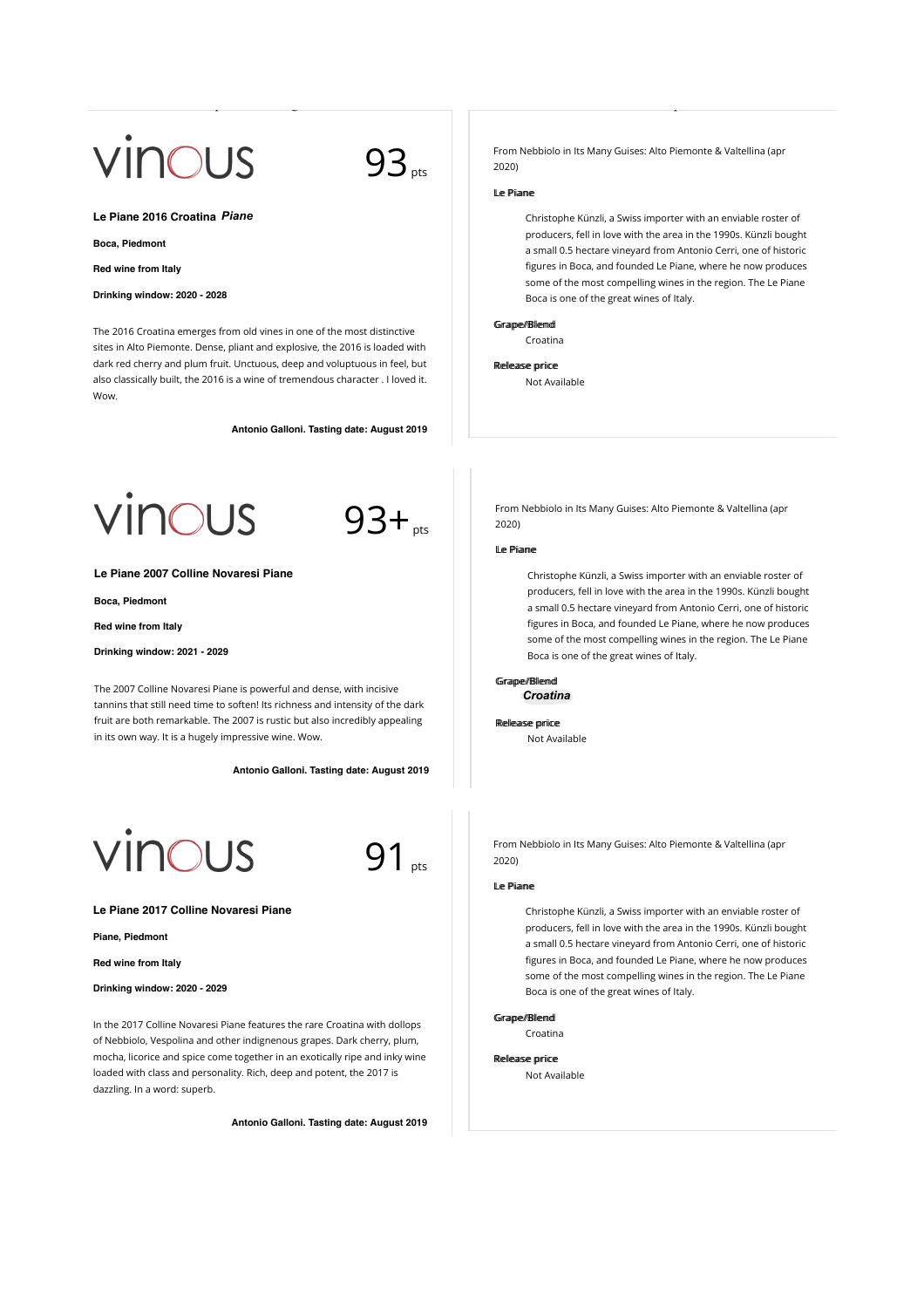vinous

93 pts

**Le Piane 2016 Croatina *Piane***

**Boca, Piedmont**

**Red wine from Italy**

**Drinking window: 2020 - 2028**

The 2016 Croatina emerges from old vines in one of the most distinctive sites in Alto Piemonte. Dense, pliant and explosive, the 2016 is loaded with dark red cherry and plum fruit. Unctuous, deep and voluptuous in feel, but also classically built, the 2016 is a wine of tremendous character . I loved it. Wow.

**Antonio Galloni. Tasting date: August 2019**

From Nebbiolo in Its Many Guises: Alto Piemonte & Valtellina (apr 2020)

**Le Piane**

Christophe Künzli, a Swiss importer with an enviable roster of producers, fell in love with the area in the 1990s. Künzli bought a small 0.5 hectare vineyard from Antonio Cerri, one of historic figures in Boca, and founded Le Piane, where he now produces some of the most compelling wines in the region. The Le Piane Boca is one of the great wines of Italy.

**Grape/Blend**

Croatina

**Release price**

Not Available

---

vinous

93+ pts

**Le Piane 2007 Colline Novaresi Piane**

**Boca, Piedmont**

**Red wine from Italy**

**Drinking window: 2021 - 2029**

The 2007 Colline Novaresi Piane is powerful and dense, with incisive tannins that still need time to soften! Its richness and intensity of the dark fruit are both remarkable. The 2007 is rustic but also incredibly appealing in its own way. It is a hugely impressive wine. Wow.

**Antonio Galloni. Tasting date: August 2019**

From Nebbiolo in Its Many Guises: Alto Piemonte & Valtellina (apr 2020)

**Le Piane**

Christophe Künzli, a Swiss importer with an enviable roster of producers, fell in love with the area in the 1990s. Künzli bought a small 0.5 hectare vineyard from Antonio Cerri, one of historic figures in Boca, and founded Le Piane, where he now produces some of the most compelling wines in the region. The Le Piane Boca is one of the great wines of Italy.

**Grape/Blend**

***Croatina***

**Release price**

Not Available

---

vinous

91 pts

**Le Piane 2017 Colline Novaresi Piane**

**Piane, Piedmont**

**Red wine from Italy**

**Drinking window: 2020 - 2029**

In the 2017 Colline Novaresi Piane features the rare Croatina with dollops of Nebbiolo, Vespolina and other indignenous grapes. Dark cherry, plum, mocha, licorice and spice come together in an exotically ripe and inky wine loaded with class and personality. Rich, deep and potent, the 2017 is dazzling. In a word: superb.

**Antonio Galloni. Tasting date: August 2019**

From Nebbiolo in Its Many Guises: Alto Piemonte & Valtellina (apr 2020)

**Le Piane**

Christophe Künzli, a Swiss importer with an enviable roster of producers, fell in love with the area in the 1990s. Künzli bought a small 0.5 hectare vineyard from Antonio Cerri, one of historic figures in Boca, and founded Le Piane, where he now produces some of the most compelling wines in the region. The Le Piane Boca is one of the great wines of Italy.

**Grape/Blend**

Croatina

**Release price**

Not Available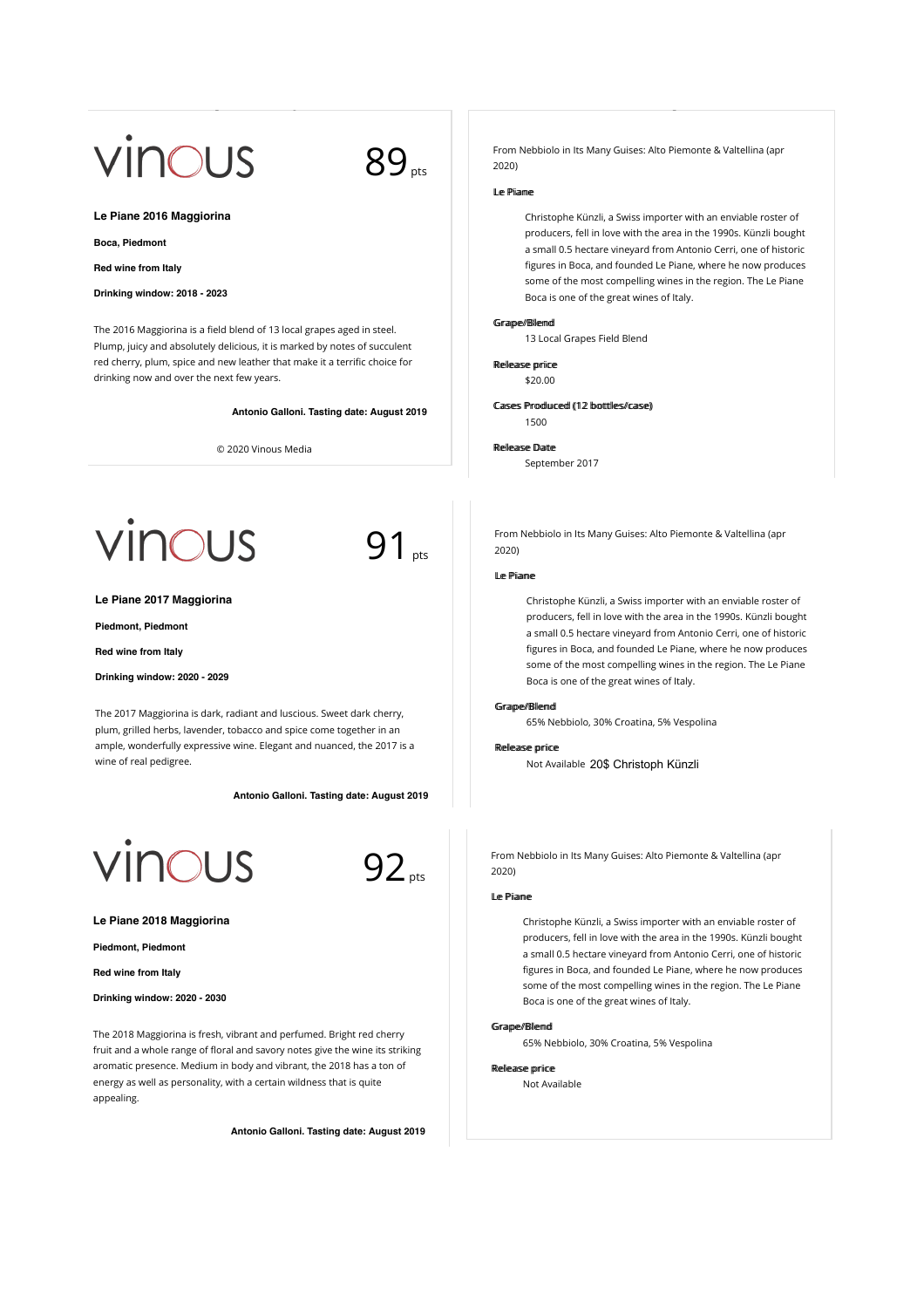vinous

89 pts

**Le Piane 2016 Maggiorina**

**Boca, Piedmont**

**Red wine from Italy**

**Drinking window: 2018 - 2023**

The 2016 Maggiorina is a field blend of 13 local grapes aged in steel. Plump, juicy and absolutely delicious, it is marked by notes of succulent red cherry, plum, spice and new leather that make it a terrific choice for drinking now and over the next few years.

**Antonio Galloni. Tasting date: August 2019**

© 2020 Vinous Media

From Nebbiolo in Its Many Guises: Alto Piemonte & Valtellina (apr 2020)

**Le Piane**

Christophe Künzli, a Swiss importer with an enviable roster of producers, fell in love with the area in the 1990s. Künzli bought a small 0.5 hectare vineyard from Antonio Cerri, one of historic figures in Boca, and founded Le Piane, where he now produces some of the most compelling wines in the region. The Le Piane Boca is one of the great wines of Italy.

**Grape/Blend**

13 Local Grapes Field Blend

**Release price**

$20.00

**Cases Produced (12 bottles/case)**

1500

**Release Date**

September 2017

vinous

91 pts

**Le Piane 2017 Maggiorina**

**Piedmont, Piedmont**

**Red wine from Italy**

**Drinking window: 2020 - 2029**

The 2017 Maggiorina is dark, radiant and luscious. Sweet dark cherry, plum, grilled herbs, lavender, tobacco and spice come together in an ample, wonderfully expressive wine. Elegant and nuanced, the 2017 is a wine of real pedigree.

**Antonio Galloni. Tasting date: August 2019**

From Nebbiolo in Its Many Guises: Alto Piemonte & Valtellina (apr 2020)

**Le Piane**

Christophe Künzli, a Swiss importer with an enviable roster of producers, fell in love with the area in the 1990s. Künzli bought a small 0.5 hectare vineyard from Antonio Cerri, one of historic figures in Boca, and founded Le Piane, where he now produces some of the most compelling wines in the region. The Le Piane Boca is one of the great wines of Italy.

**Grape/Blend**

65% Nebbiolo, 30% Croatina, 5% Vespolina

**Release price**

Not Available 20$ Christoph Künzli

vinous

92 pts

**Le Piane 2018 Maggiorina**

**Piedmont, Piedmont**

**Red wine from Italy**

**Drinking window: 2020 - 2030**

The 2018 Maggiorina is fresh, vibrant and perfumed. Bright red cherry fruit and a whole range of floral and savory notes give the wine its striking aromatic presence. Medium in body and vibrant, the 2018 has a ton of energy as well as personality, with a certain wildness that is quite appealing.

**Antonio Galloni. Tasting date: August 2019**

From Nebbiolo in Its Many Guises: Alto Piemonte & Valtellina (apr 2020)

**Le Piane**

Christophe Künzli, a Swiss importer with an enviable roster of producers, fell in love with the area in the 1990s. Künzli bought a small 0.5 hectare vineyard from Antonio Cerri, one of historic figures in Boca, and founded Le Piane, where he now produces some of the most compelling wines in the region. The Le Piane Boca is one of the great wines of Italy.

**Grape/Blend**

65% Nebbiolo, 30% Croatina, 5% Vespolina

**Release price**

Not Available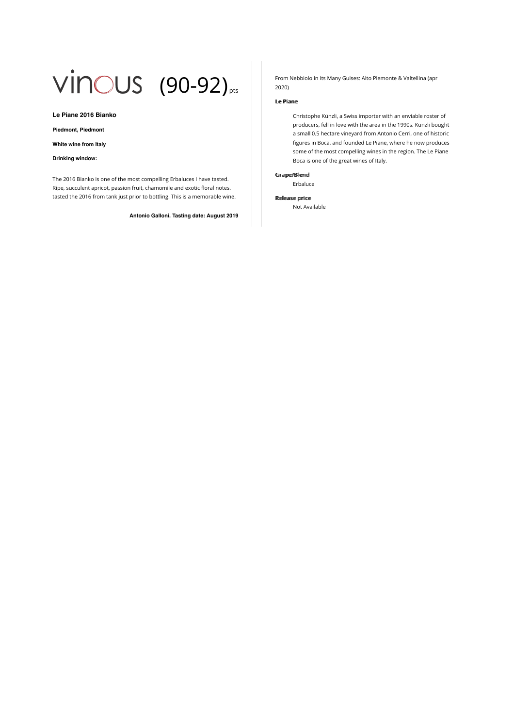# vinous (90-92) pts

**Le Piane 2016 Bianko**

**Piedmont, Piedmont**

**White wine from Italy**

**Drinking window:**

The 2016 Bianko is one of the most compelling Erbaluces I have tasted. Ripe, succulent apricot, passion fruit, chamomile and exotic floral notes. I tasted the 2016 from tank just prior to bottling. This is a memorable wine.

**Antonio Galloni. Tasting date: August 2019**

From Nebbiolo in Its Many Guises: Alto Piemonte & Valtellina (apr 2020)

**Le Piane**

Christophe Künzli, a Swiss importer with an enviable roster of producers, fell in love with the area in the 1990s. Künzli bought a small 0.5 hectare vineyard from Antonio Cerri, one of historic figures in Boca, and founded Le Piane, where he now produces some of the most compelling wines in the region. The Le Piane Boca is one of the great wines of Italy.

**Grape/Blend**

Erbaluce

**Release price**

Not Available